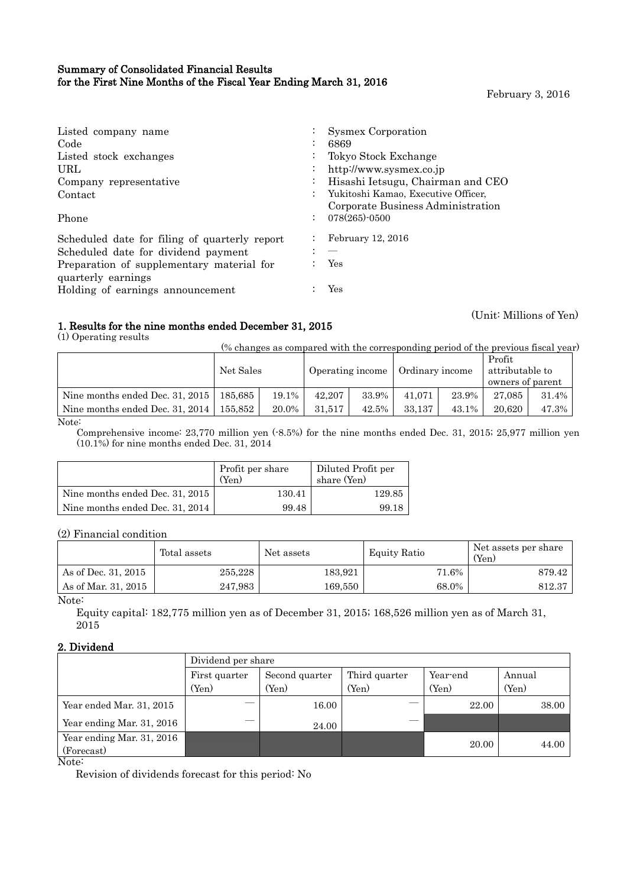# Summary of Consolidated Financial Results for the First Nine Months of the Fiscal Year Ending March 31, 2016

February 3, 2016

| | | |
|---|---|---|
| Listed company name | : | Sysmex Corporation |
| Code | : | 6869 |
| Listed stock exchanges | : | Tokyo Stock Exchange |
| URL | : | http://www.sysmex.co.jp |
| Company representative | : | Hisashi Ietsugu, Chairman and CEO |
| Contact | : | Yukitoshi Kamao, Executive Officer, Corporate Business Administration |
| Phone | : | 078(265)-0500 |
| Scheduled date for filing of quarterly report | : | February 12, 2016 |
| Scheduled date for dividend payment | : | — |
| Preparation of supplementary material for quarterly earnings | : | Yes |
| Holding of earnings announcement | : | Yes |

(Unit: Millions of Yen)

## 1. Results for the nine months ended December 31, 2015

(1) Operating results

(% changes as compared with the corresponding period of the previous fiscal year)

| | Net Sales | | Operating income | | Ordinary income | | Profit attributable to owners of parent | |
|---|---|---|---|---|---|---|---|---|
| Nine months ended Dec. 31, 2015 | 185,685 | 19.1% | 42,207 | 33.9% | 41,071 | 23.9% | 27,085 | 31.4% |
| Nine months ended Dec. 31, 2014 | 155,852 | 20.0% | 31,517 | 42.5% | 33,137 | 43.1% | 20,620 | 47.3% |

Note:

Comprehensive income: 23,770 million yen (-8.5%) for the nine months ended Dec. 31, 2015; 25,977 million yen (10.1%) for nine months ended Dec. 31, 2014

| | Profit per share (Yen) | Diluted Profit per share (Yen) |
|---|---|---|
| Nine months ended Dec. 31, 2015 | 130.41 | 129.85 |
| Nine months ended Dec. 31, 2014 | 99.48 | 99.18 |

(2) Financial condition

| | Total assets | Net assets | Equity Ratio | Net assets per share (Yen) |
|---|---|---|---|---|
| As of Dec. 31, 2015 | 255,228 | 183,921 | 71.6% | 879.42 |
| As of Mar. 31, 2015 | 247,983 | 169,550 | 68.0% | 812.37 |

Note:

Equity capital: 182,775 million yen as of December 31, 2015; 168,526 million yen as of March 31, 2015

## 2. Dividend

| | Dividend per share | | | | |
|---|---|---|---|---|---|
| | First quarter (Yen) | Second quarter (Yen) | Third quarter (Yen) | Year-end (Yen) | Annual (Yen) |
| Year ended Mar. 31, 2015 | — | 16.00 | — | 22.00 | 38.00 |
| Year ending Mar. 31, 2016 | — | 24.00 | — | | |
| Year ending Mar. 31, 2016 (Forecast) | | | | 20.00 | 44.00 |

Note:

Revision of dividends forecast for this period: No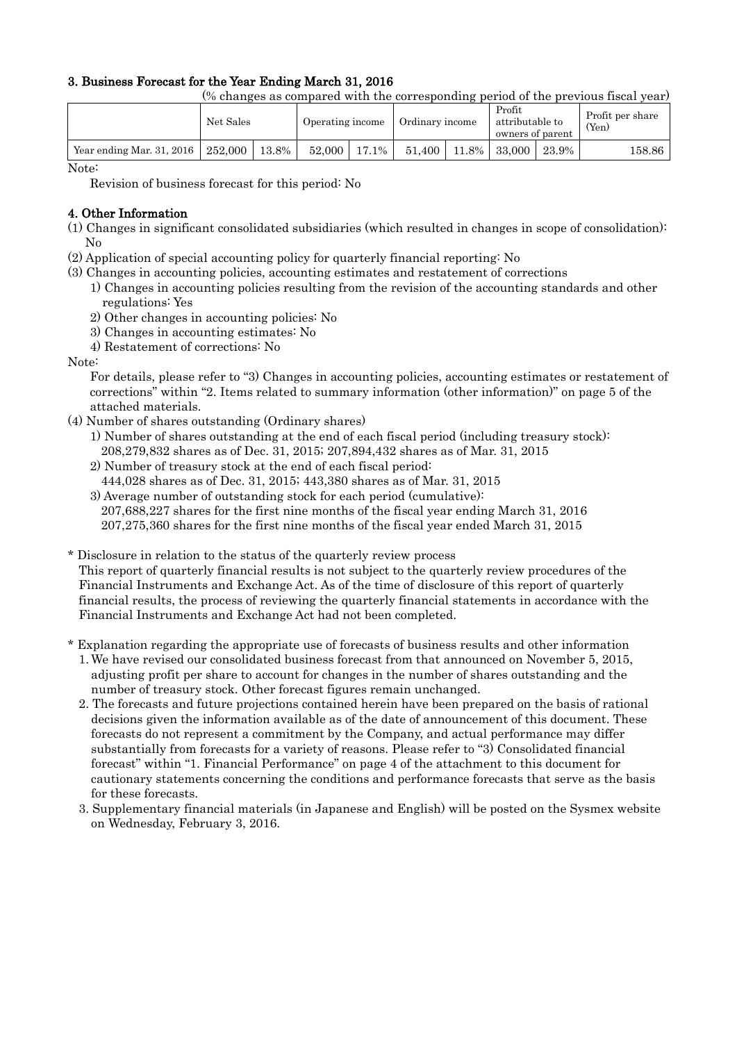### 3. Business Forecast for the Year Ending March 31, 2016

(% changes as compared with the corresponding period of the previous fiscal year)

| | Net Sales | | Operating income | | Ordinary income | | Profit attributable to owners of parent | | Profit per share (Yen) |
|---|---|---|---|---|---|---|---|---|---|
| Year ending Mar. 31, 2016 | 252,000 | 13.8% | 52,000 | 17.1% | 51,400 | 11.8% | 33,000 | 23.9% | 158.86 |

Note:

Revision of business forecast for this period: No

### 4. Other Information

(1) Changes in significant consolidated subsidiaries (which resulted in changes in scope of consolidation): No

(2) Application of special accounting policy for quarterly financial reporting: No

(3) Changes in accounting policies, accounting estimates and restatement of corrections

1) Changes in accounting policies resulting from the revision of the accounting standards and other regulations: Yes

2) Other changes in accounting policies: No

3) Changes in accounting estimates: No

4) Restatement of corrections: No

Note:

For details, please refer to "3) Changes in accounting policies, accounting estimates or restatement of corrections" within "2. Items related to summary information (other information)" on page 5 of the attached materials.

(4) Number of shares outstanding (Ordinary shares)

1) Number of shares outstanding at the end of each fiscal period (including treasury stock):
208,279,832 shares as of Dec. 31, 2015; 207,894,432 shares as of Mar. 31, 2015

2) Number of treasury stock at the end of each fiscal period:
444,028 shares as of Dec. 31, 2015; 443,380 shares as of Mar. 31, 2015

3) Average number of outstanding stock for each period (cumulative):
207,688,227 shares for the first nine months of the fiscal year ending March 31, 2016
207,275,360 shares for the first nine months of the fiscal year ended March 31, 2015

\* Disclosure in relation to the status of the quarterly review process

This report of quarterly financial results is not subject to the quarterly review procedures of the Financial Instruments and Exchange Act. As of the time of disclosure of this report of quarterly financial results, the process of reviewing the quarterly financial statements in accordance with the Financial Instruments and Exchange Act had not been completed.

\* Explanation regarding the appropriate use of forecasts of business results and other information

1. We have revised our consolidated business forecast from that announced on November 5, 2015, adjusting profit per share to account for changes in the number of shares outstanding and the number of treasury stock. Other forecast figures remain unchanged.
2. The forecasts and future projections contained herein have been prepared on the basis of rational decisions given the information available as of the date of announcement of this document. These forecasts do not represent a commitment by the Company, and actual performance may differ substantially from forecasts for a variety of reasons. Please refer to "3) Consolidated financial forecast" within "1. Financial Performance" on page 4 of the attachment to this document for cautionary statements concerning the conditions and performance forecasts that serve as the basis for these forecasts.
3. Supplementary financial materials (in Japanese and English) will be posted on the Sysmex website on Wednesday, February 3, 2016.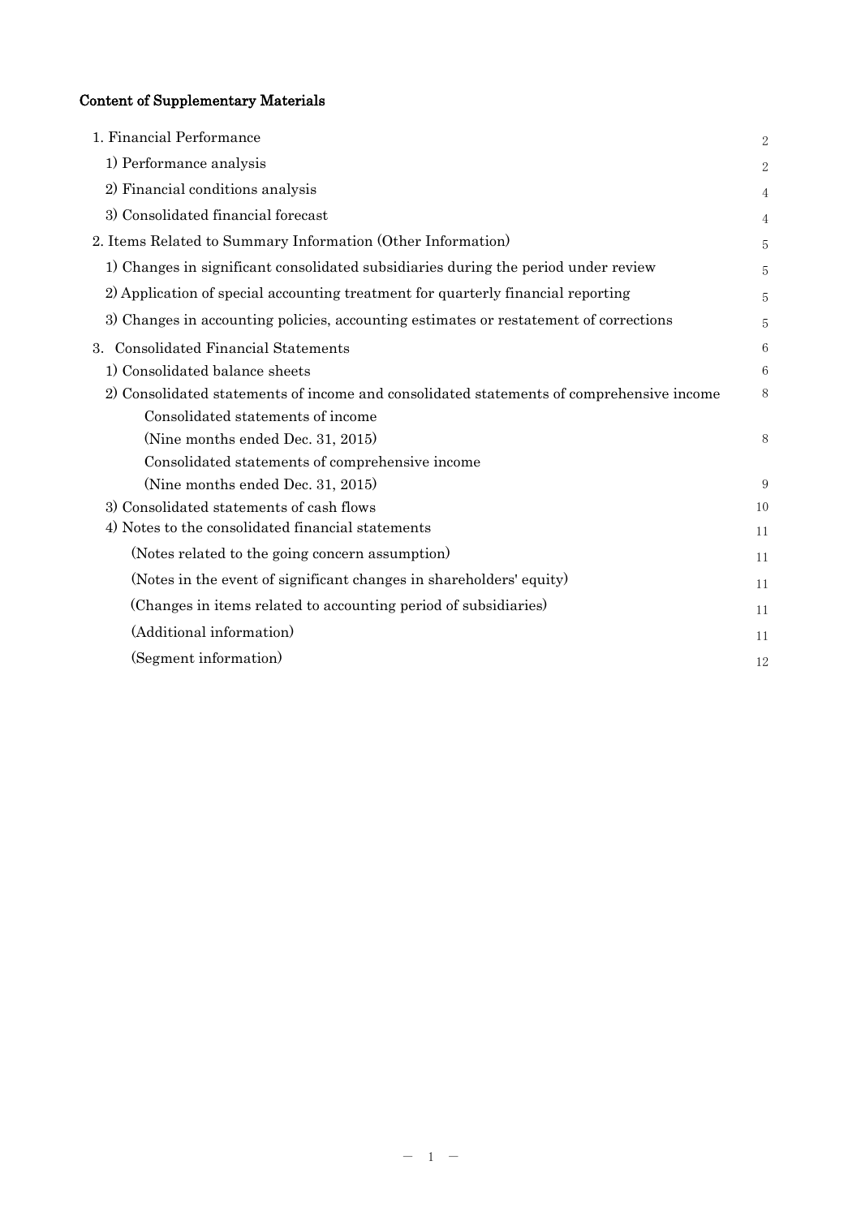## Content of Supplementary Materials

| | |
|---|---|
| 1. Financial Performance | 2 |
| 1) Performance analysis | 2 |
| 2) Financial conditions analysis | 4 |
| 3) Consolidated financial forecast | 4 |
| 2. Items Related to Summary Information (Other Information) | 5 |
| 1) Changes in significant consolidated subsidiaries during the period under review | 5 |
| 2) Application of special accounting treatment for quarterly financial reporting | 5 |
| 3) Changes in accounting policies, accounting estimates or restatement of corrections | 5 |
| 3. Consolidated Financial Statements | 6 |
| 1) Consolidated balance sheets | 6 |
| 2) Consolidated statements of income and consolidated statements of comprehensive income | 8 |
| Consolidated statements of income (Nine months ended Dec. 31, 2015) | 8 |
| Consolidated statements of comprehensive income (Nine months ended Dec. 31, 2015) | 9 |
| 3) Consolidated statements of cash flows | 10 |
| 4) Notes to the consolidated financial statements | 11 |
| (Notes related to the going concern assumption) | 11 |
| (Notes in the event of significant changes in shareholders' equity) | 11 |
| (Changes in items related to accounting period of subsidiaries) | 11 |
| (Additional information) | 11 |
| (Segment information) | 12 |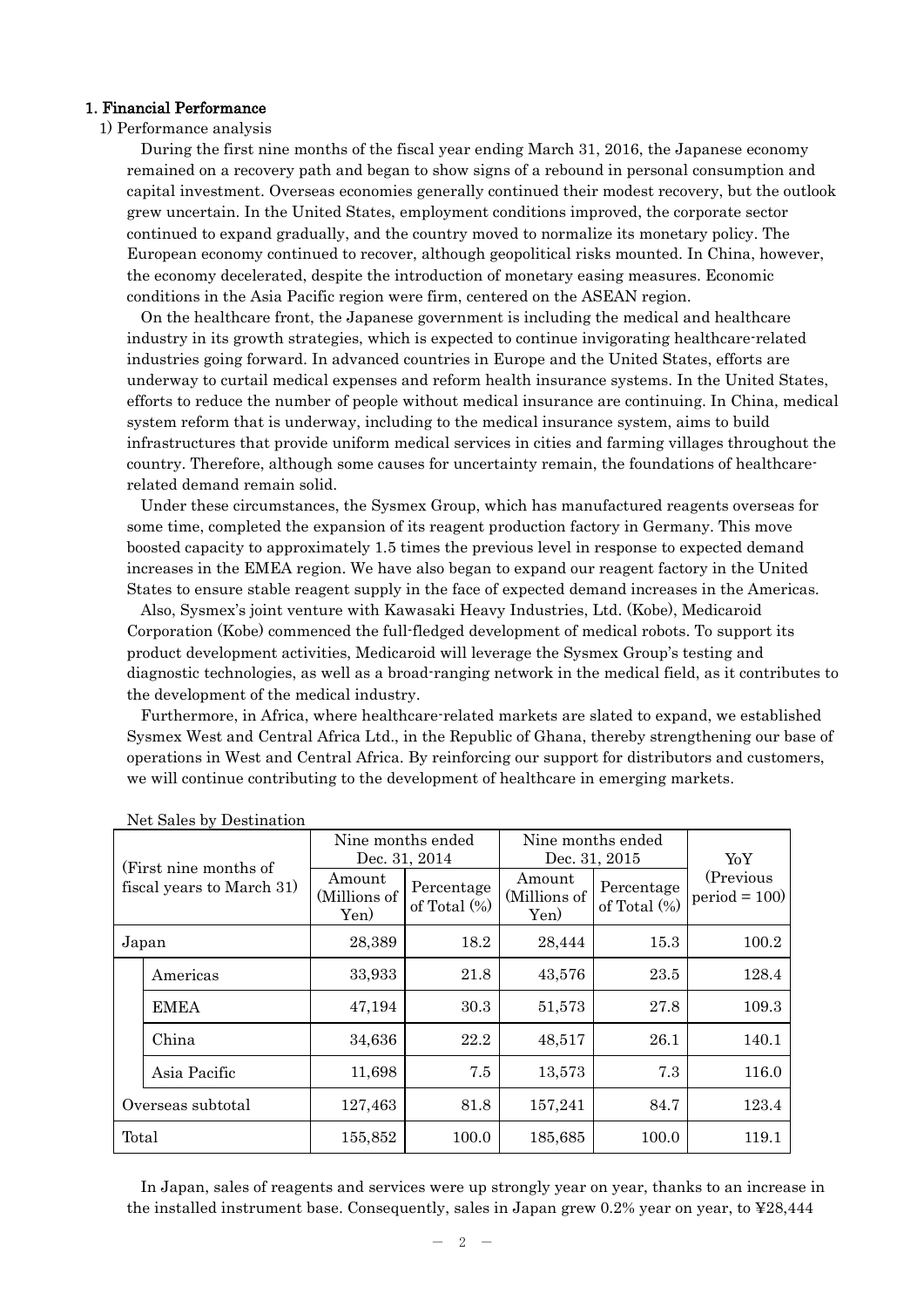## 1. Financial Performance

1) Performance analysis

During the first nine months of the fiscal year ending March 31, 2016, the Japanese economy remained on a recovery path and began to show signs of a rebound in personal consumption and capital investment. Overseas economies generally continued their modest recovery, but the outlook grew uncertain. In the United States, employment conditions improved, the corporate sector continued to expand gradually, and the country moved to normalize its monetary policy. The European economy continued to recover, although geopolitical risks mounted. In China, however, the economy decelerated, despite the introduction of monetary easing measures. Economic conditions in the Asia Pacific region were firm, centered on the ASEAN region.

On the healthcare front, the Japanese government is including the medical and healthcare industry in its growth strategies, which is expected to continue invigorating healthcare-related industries going forward. In advanced countries in Europe and the United States, efforts are underway to curtail medical expenses and reform health insurance systems. In the United States, efforts to reduce the number of people without medical insurance are continuing. In China, medical system reform that is underway, including to the medical insurance system, aims to build infrastructures that provide uniform medical services in cities and farming villages throughout the country. Therefore, although some causes for uncertainty remain, the foundations of healthcare-related demand remain solid.

Under these circumstances, the Sysmex Group, which has manufactured reagents overseas for some time, completed the expansion of its reagent production factory in Germany. This move boosted capacity to approximately 1.5 times the previous level in response to expected demand increases in the EMEA region. We have also began to expand our reagent factory in the United States to ensure stable reagent supply in the face of expected demand increases in the Americas.

Also, Sysmex's joint venture with Kawasaki Heavy Industries, Ltd. (Kobe), Medicaroid Corporation (Kobe) commenced the full-fledged development of medical robots. To support its product development activities, Medicaroid will leverage the Sysmex Group's testing and diagnostic technologies, as well as a broad-ranging network in the medical field, as it contributes to the development of the medical industry.

Furthermore, in Africa, where healthcare-related markets are slated to expand, we established Sysmex West and Central Africa Ltd., in the Republic of Ghana, thereby strengthening our base of operations in West and Central Africa. By reinforcing our support for distributors and customers, we will continue contributing to the development of healthcare in emerging markets.

Net Sales by Destination

| (First nine months of fiscal years to March 31) | | Nine months ended Dec. 31, 2014 | | Nine months ended Dec. 31, 2015 | | YoY (Previous period = 100) |
|---|---|---|---|---|---|---|
| | | Amount (Millions of Yen) | Percentage of Total (%) | Amount (Millions of Yen) | Percentage of Total (%) | |
| Japan | | 28,389 | 18.2 | 28,444 | 15.3 | 100.2 |
| | Americas | 33,933 | 21.8 | 43,576 | 23.5 | 128.4 |
| | EMEA | 47,194 | 30.3 | 51,573 | 27.8 | 109.3 |
| | China | 34,636 | 22.2 | 48,517 | 26.1 | 140.1 |
| | Asia Pacific | 11,698 | 7.5 | 13,573 | 7.3 | 116.0 |
| Overseas subtotal | | 127,463 | 81.8 | 157,241 | 84.7 | 123.4 |
| Total | | 155,852 | 100.0 | 185,685 | 100.0 | 119.1 |

In Japan, sales of reagents and services were up strongly year on year, thanks to an increase in the installed instrument base. Consequently, sales in Japan grew 0.2% year on year, to ¥28,444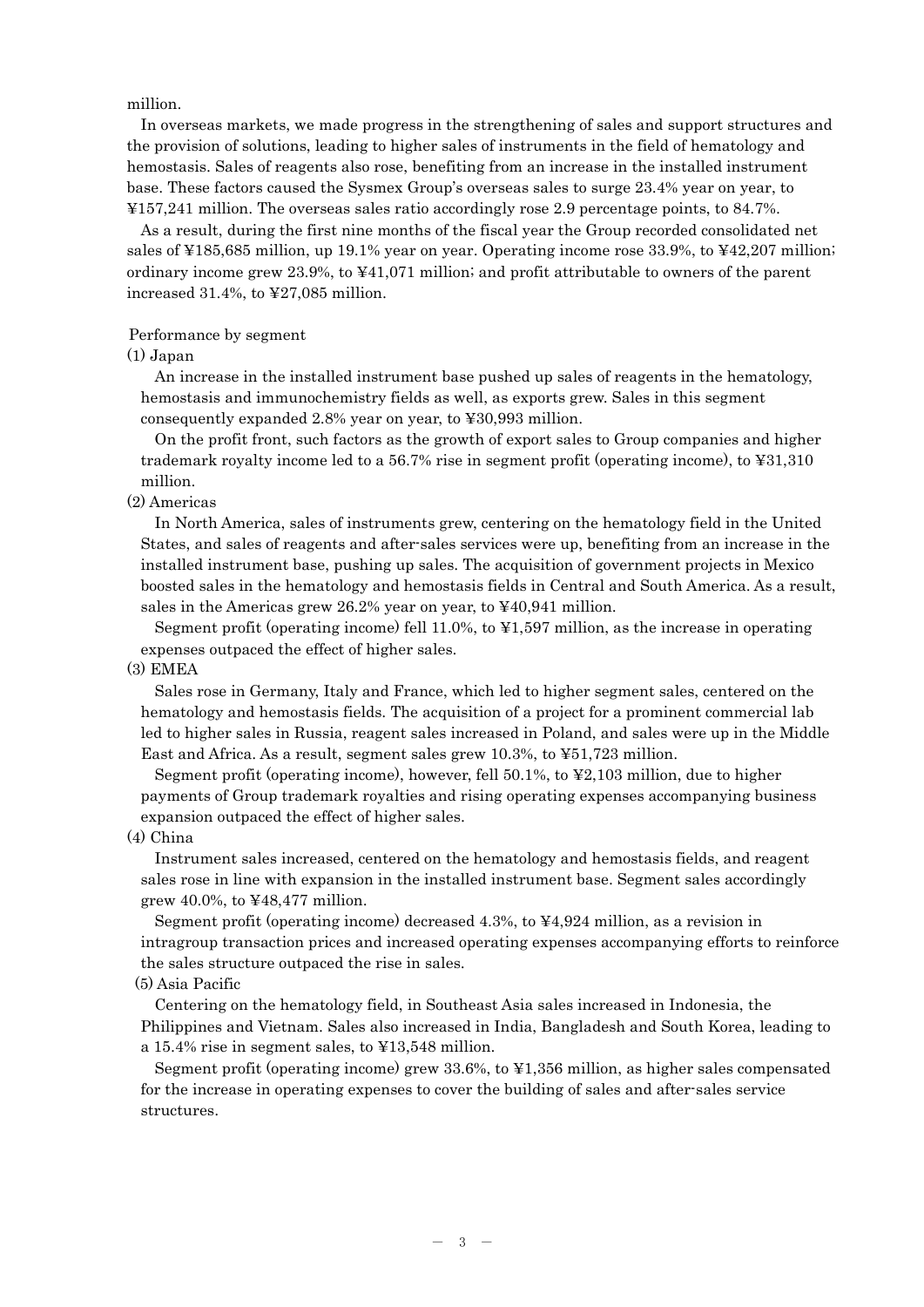million.

In overseas markets, we made progress in the strengthening of sales and support structures and the provision of solutions, leading to higher sales of instruments in the field of hematology and hemostasis. Sales of reagents also rose, benefiting from an increase in the installed instrument base. These factors caused the Sysmex Group's overseas sales to surge 23.4% year on year, to ¥157,241 million. The overseas sales ratio accordingly rose 2.9 percentage points, to 84.7%.

As a result, during the first nine months of the fiscal year the Group recorded consolidated net sales of ¥185,685 million, up 19.1% year on year. Operating income rose 33.9%, to ¥42,207 million; ordinary income grew 23.9%, to ¥41,071 million; and profit attributable to owners of the parent increased 31.4%, to ¥27,085 million.

Performance by segment

(1) Japan

An increase in the installed instrument base pushed up sales of reagents in the hematology, hemostasis and immunochemistry fields as well, as exports grew. Sales in this segment consequently expanded 2.8% year on year, to ¥30,993 million.

On the profit front, such factors as the growth of export sales to Group companies and higher trademark royalty income led to a 56.7% rise in segment profit (operating income), to ¥31,310 million.

(2) Americas

In North America, sales of instruments grew, centering on the hematology field in the United States, and sales of reagents and after-sales services were up, benefiting from an increase in the installed instrument base, pushing up sales. The acquisition of government projects in Mexico boosted sales in the hematology and hemostasis fields in Central and South America. As a result, sales in the Americas grew 26.2% year on year, to ¥40,941 million.

Segment profit (operating income) fell 11.0%, to ¥1,597 million, as the increase in operating expenses outpaced the effect of higher sales.

(3) EMEA

Sales rose in Germany, Italy and France, which led to higher segment sales, centered on the hematology and hemostasis fields. The acquisition of a project for a prominent commercial lab led to higher sales in Russia, reagent sales increased in Poland, and sales were up in the Middle East and Africa. As a result, segment sales grew 10.3%, to ¥51,723 million.

Segment profit (operating income), however, fell 50.1%, to ¥2,103 million, due to higher payments of Group trademark royalties and rising operating expenses accompanying business expansion outpaced the effect of higher sales.

(4) China

Instrument sales increased, centered on the hematology and hemostasis fields, and reagent sales rose in line with expansion in the installed instrument base. Segment sales accordingly grew 40.0%, to ¥48,477 million.

Segment profit (operating income) decreased 4.3%, to ¥4,924 million, as a revision in intragroup transaction prices and increased operating expenses accompanying efforts to reinforce the sales structure outpaced the rise in sales.

(5) Asia Pacific

Centering on the hematology field, in Southeast Asia sales increased in Indonesia, the Philippines and Vietnam. Sales also increased in India, Bangladesh and South Korea, leading to a 15.4% rise in segment sales, to ¥13,548 million.

Segment profit (operating income) grew 33.6%, to ¥1,356 million, as higher sales compensated for the increase in operating expenses to cover the building of sales and after-sales service structures.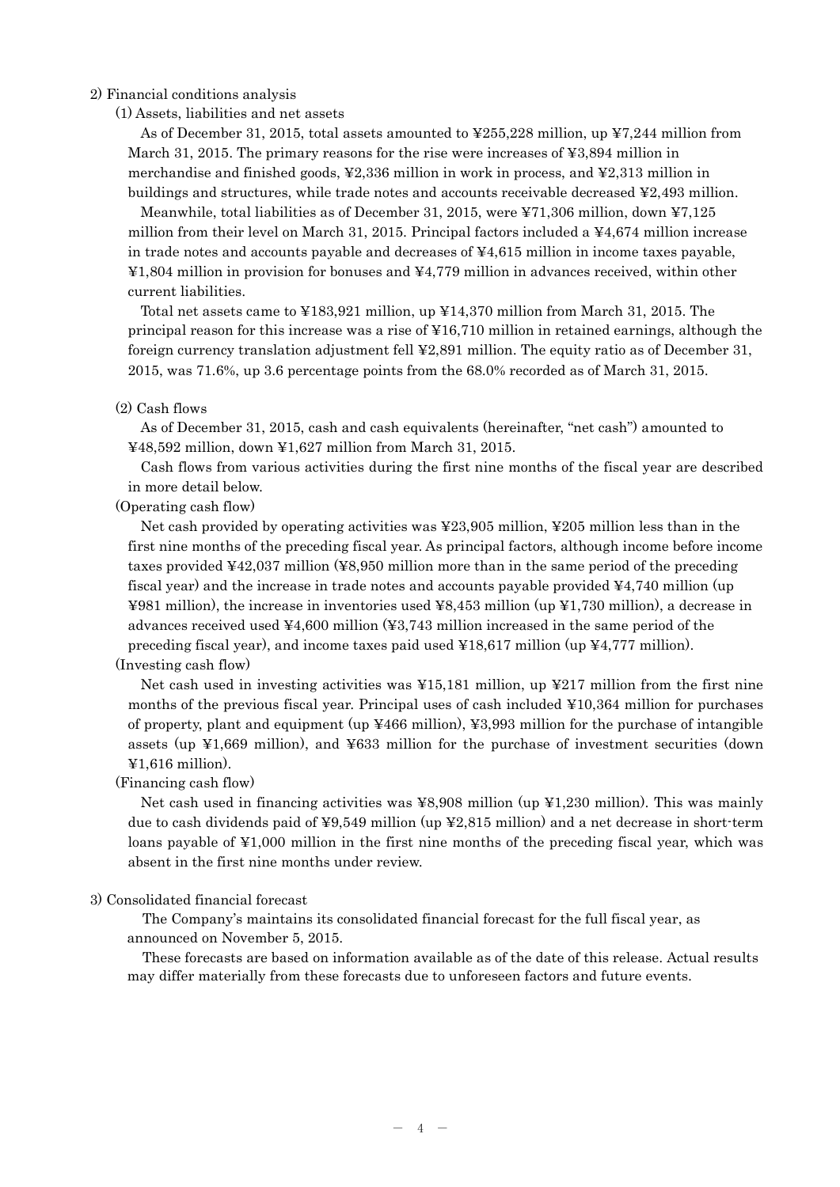## 2) Financial conditions analysis

### (1) Assets, liabilities and net assets

As of December 31, 2015, total assets amounted to ¥255,228 million, up ¥7,244 million from March 31, 2015. The primary reasons for the rise were increases of ¥3,894 million in merchandise and finished goods, ¥2,336 million in work in process, and ¥2,313 million in buildings and structures, while trade notes and accounts receivable decreased ¥2,493 million.

Meanwhile, total liabilities as of December 31, 2015, were ¥71,306 million, down ¥7,125 million from their level on March 31, 2015. Principal factors included a ¥4,674 million increase in trade notes and accounts payable and decreases of ¥4,615 million in income taxes payable, ¥1,804 million in provision for bonuses and ¥4,779 million in advances received, within other current liabilities.

Total net assets came to ¥183,921 million, up ¥14,370 million from March 31, 2015. The principal reason for this increase was a rise of ¥16,710 million in retained earnings, although the foreign currency translation adjustment fell ¥2,891 million. The equity ratio as of December 31, 2015, was 71.6%, up 3.6 percentage points from the 68.0% recorded as of March 31, 2015.

### (2) Cash flows

As of December 31, 2015, cash and cash equivalents (hereinafter, "net cash") amounted to ¥48,592 million, down ¥1,627 million from March 31, 2015.

Cash flows from various activities during the first nine months of the fiscal year are described in more detail below.

(Operating cash flow)

Net cash provided by operating activities was ¥23,905 million, ¥205 million less than in the first nine months of the preceding fiscal year. As principal factors, although income before income taxes provided ¥42,037 million (¥8,950 million more than in the same period of the preceding fiscal year) and the increase in trade notes and accounts payable provided ¥4,740 million (up ¥981 million), the increase in inventories used ¥8,453 million (up ¥1,730 million), a decrease in advances received used ¥4,600 million (¥3,743 million increased in the same period of the preceding fiscal year), and income taxes paid used ¥18,617 million (up ¥4,777 million).

(Investing cash flow)

Net cash used in investing activities was ¥15,181 million, up ¥217 million from the first nine months of the previous fiscal year. Principal uses of cash included ¥10,364 million for purchases of property, plant and equipment (up ¥466 million), ¥3,993 million for the purchase of intangible assets (up ¥1,669 million), and ¥633 million for the purchase of investment securities (down ¥1,616 million).

(Financing cash flow)

Net cash used in financing activities was ¥8,908 million (up ¥1,230 million). This was mainly due to cash dividends paid of ¥9,549 million (up ¥2,815 million) and a net decrease in short-term loans payable of ¥1,000 million in the first nine months of the preceding fiscal year, which was absent in the first nine months under review.

## 3) Consolidated financial forecast

The Company's maintains its consolidated financial forecast for the full fiscal year, as announced on November 5, 2015.

These forecasts are based on information available as of the date of this release. Actual results may differ materially from these forecasts due to unforeseen factors and future events.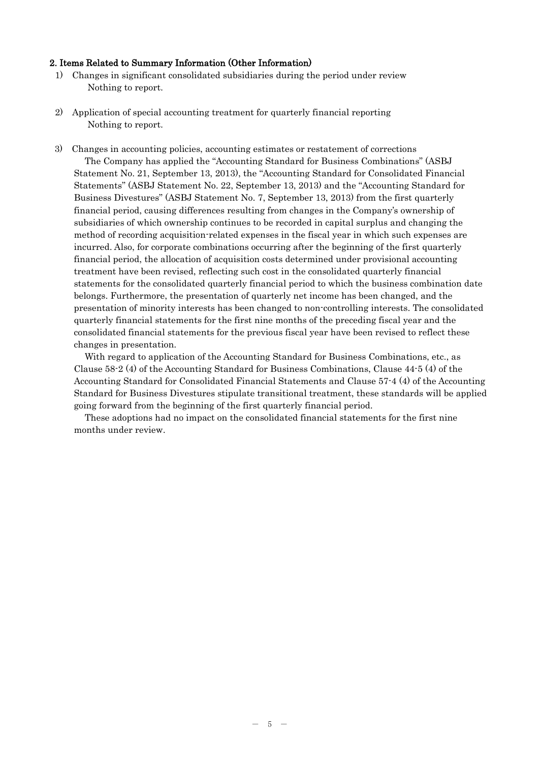## 2. Items Related to Summary Information (Other Information)

1) Changes in significant consolidated subsidiaries during the period under review

Nothing to report.

2) Application of special accounting treatment for quarterly financial reporting

Nothing to report.

3) Changes in accounting policies, accounting estimates or restatement of corrections

The Company has applied the "Accounting Standard for Business Combinations" (ASBJ Statement No. 21, September 13, 2013), the "Accounting Standard for Consolidated Financial Statements" (ASBJ Statement No. 22, September 13, 2013) and the "Accounting Standard for Business Divestures" (ASBJ Statement No. 7, September 13, 2013) from the first quarterly financial period, causing differences resulting from changes in the Company's ownership of subsidiaries of which ownership continues to be recorded in capital surplus and changing the method of recording acquisition-related expenses in the fiscal year in which such expenses are incurred. Also, for corporate combinations occurring after the beginning of the first quarterly financial period, the allocation of acquisition costs determined under provisional accounting treatment have been revised, reflecting such cost in the consolidated quarterly financial statements for the consolidated quarterly financial period to which the business combination date belongs. Furthermore, the presentation of quarterly net income has been changed, and the presentation of minority interests has been changed to non-controlling interests. The consolidated quarterly financial statements for the first nine months of the preceding fiscal year and the consolidated financial statements for the previous fiscal year have been revised to reflect these changes in presentation.

With regard to application of the Accounting Standard for Business Combinations, etc., as Clause 58-2 (4) of the Accounting Standard for Business Combinations, Clause 44-5 (4) of the Accounting Standard for Consolidated Financial Statements and Clause 57-4 (4) of the Accounting Standard for Business Divestures stipulate transitional treatment, these standards will be applied going forward from the beginning of the first quarterly financial period.

These adoptions had no impact on the consolidated financial statements for the first nine months under review.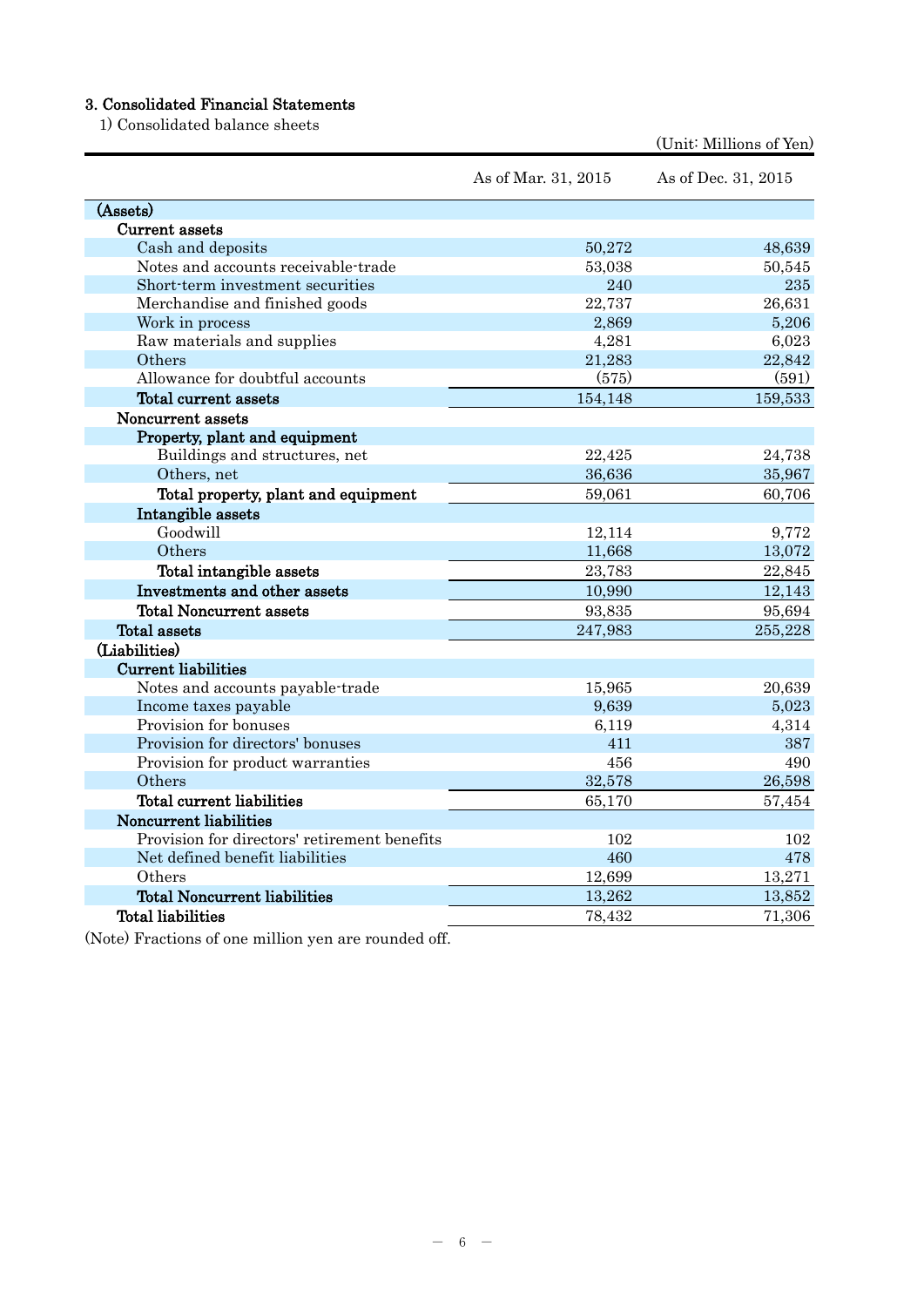## 3. Consolidated Financial Statements

1) Consolidated balance sheets

(Unit: Millions of Yen)

| | As of Mar. 31, 2015 | As of Dec. 31, 2015 |
|---|---|---|
| **(Assets)** | | |
| **Current assets** | | |
| Cash and deposits | 50,272 | 48,639 |
| Notes and accounts receivable-trade | 53,038 | 50,545 |
| Short-term investment securities | 240 | 235 |
| Merchandise and finished goods | 22,737 | 26,631 |
| Work in process | 2,869 | 5,206 |
| Raw materials and supplies | 4,281 | 6,023 |
| Others | 21,283 | 22,842 |
| Allowance for doubtful accounts | (575) | (591) |
| **Total current assets** | 154,148 | 159,533 |
| **Noncurrent assets** | | |
| **Property, plant and equipment** | | |
| Buildings and structures, net | 22,425 | 24,738 |
| Others, net | 36,636 | 35,967 |
| **Total property, plant and equipment** | 59,061 | 60,706 |
| **Intangible assets** | | |
| Goodwill | 12,114 | 9,772 |
| Others | 11,668 | 13,072 |
| **Total intangible assets** | 23,783 | 22,845 |
| **Investments and other assets** | 10,990 | 12,143 |
| **Total Noncurrent assets** | 93,835 | 95,694 |
| **Total assets** | 247,983 | 255,228 |
| **(Liabilities)** | | |
| **Current liabilities** | | |
| Notes and accounts payable-trade | 15,965 | 20,639 |
| Income taxes payable | 9,639 | 5,023 |
| Provision for bonuses | 6,119 | 4,314 |
| Provision for directors' bonuses | 411 | 387 |
| Provision for product warranties | 456 | 490 |
| Others | 32,578 | 26,598 |
| **Total current liabilities** | 65,170 | 57,454 |
| **Noncurrent liabilities** | | |
| Provision for directors' retirement benefits | 102 | 102 |
| Net defined benefit liabilities | 460 | 478 |
| Others | 12,699 | 13,271 |
| **Total Noncurrent liabilities** | 13,262 | 13,852 |
| **Total liabilities** | 78,432 | 71,306 |

(Note) Fractions of one million yen are rounded off.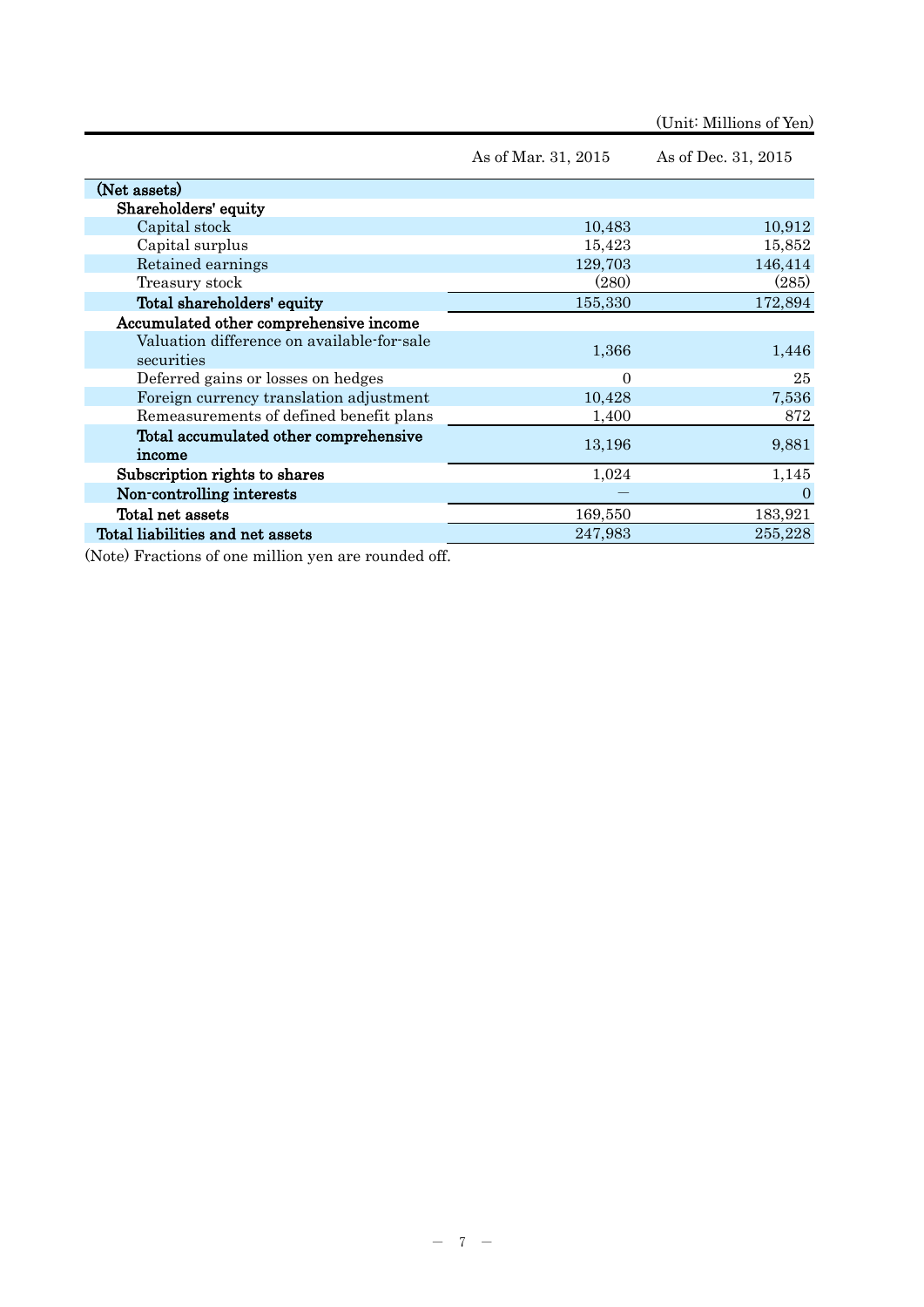(Unit: Millions of Yen)

| | As of Mar. 31, 2015 | As of Dec. 31, 2015 |
|---|---|---|
| **(Net assets)** | | |
| **Shareholders' equity** | | |
| Capital stock | 10,483 | 10,912 |
| Capital surplus | 15,423 | 15,852 |
| Retained earnings | 129,703 | 146,414 |
| Treasury stock | (280) | (285) |
| **Total shareholders' equity** | 155,330 | 172,894 |
| **Accumulated other comprehensive income** | | |
| Valuation difference on available-for-sale securities | 1,366 | 1,446 |
| Deferred gains or losses on hedges | 0 | 25 |
| Foreign currency translation adjustment | 10,428 | 7,536 |
| Remeasurements of defined benefit plans | 1,400 | 872 |
| **Total accumulated other comprehensive income** | 13,196 | 9,881 |
| **Subscription rights to shares** | 1,024 | 1,145 |
| **Non-controlling interests** | ― | 0 |
| **Total net assets** | 169,550 | 183,921 |
| **Total liabilities and net assets** | 247,983 | 255,228 |

(Note) Fractions of one million yen are rounded off.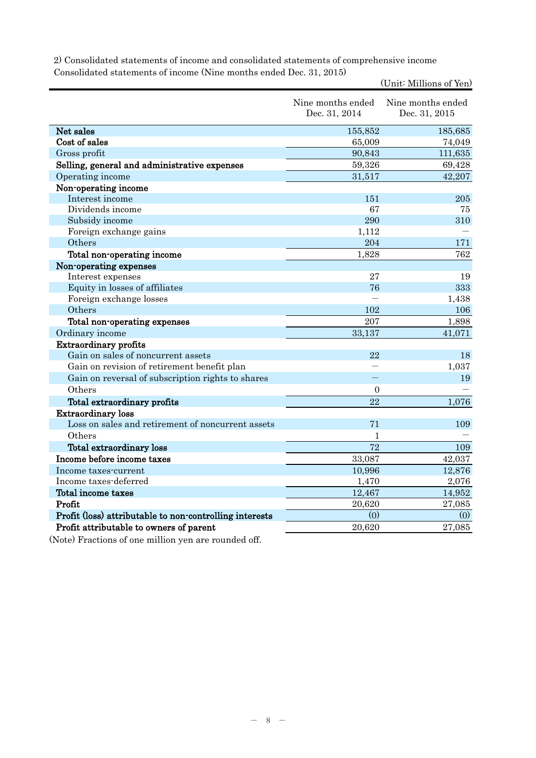2) Consolidated statements of income and consolidated statements of comprehensive income

Consolidated statements of income (Nine months ended Dec. 31, 2015)

(Unit: Millions of Yen)

| | Nine months ended Dec. 31, 2014 | Nine months ended Dec. 31, 2015 |
|---|---|---|
| **Net sales** | 155,852 | 185,685 |
| **Cost of sales** | 65,009 | 74,049 |
| Gross profit | 90,843 | 111,635 |
| **Selling, general and administrative expenses** | 59,326 | 69,428 |
| Operating income | 31,517 | 42,207 |
| **Non-operating income** | | |
| Interest income | 151 | 205 |
| Dividends income | 67 | 75 |
| Subsidy income | 290 | 310 |
| Foreign exchange gains | 1,112 | — |
| Others | 204 | 171 |
| **Total non-operating income** | 1,828 | 762 |
| **Non-operating expenses** | | |
| Interest expenses | 27 | 19 |
| Equity in losses of affiliates | 76 | 333 |
| Foreign exchange losses | — | 1,438 |
| Others | 102 | 106 |
| **Total non-operating expenses** | 207 | 1,898 |
| Ordinary income | 33,137 | 41,071 |
| **Extraordinary profits** | | |
| Gain on sales of noncurrent assets | 22 | 18 |
| Gain on revision of retirement benefit plan | — | 1,037 |
| Gain on reversal of subscription rights to shares | — | 19 |
| Others | 0 | — |
| **Total extraordinary profits** | 22 | 1,076 |
| **Extraordinary loss** | | |
| Loss on sales and retirement of noncurrent assets | 71 | 109 |
| Others | 1 | — |
| **Total extraordinary loss** | 72 | 109 |
| **Income before income taxes** | 33,087 | 42,037 |
| Income taxes-current | 10,996 | 12,876 |
| Income taxes-deferred | 1,470 | 2,076 |
| **Total income taxes** | 12,467 | 14,952 |
| **Profit** | 20,620 | 27,085 |
| **Profit (loss) attributable to non-controlling interests** | (0) | (0) |
| **Profit attributable to owners of parent** | 20,620 | 27,085 |

(Note) Fractions of one million yen are rounded off.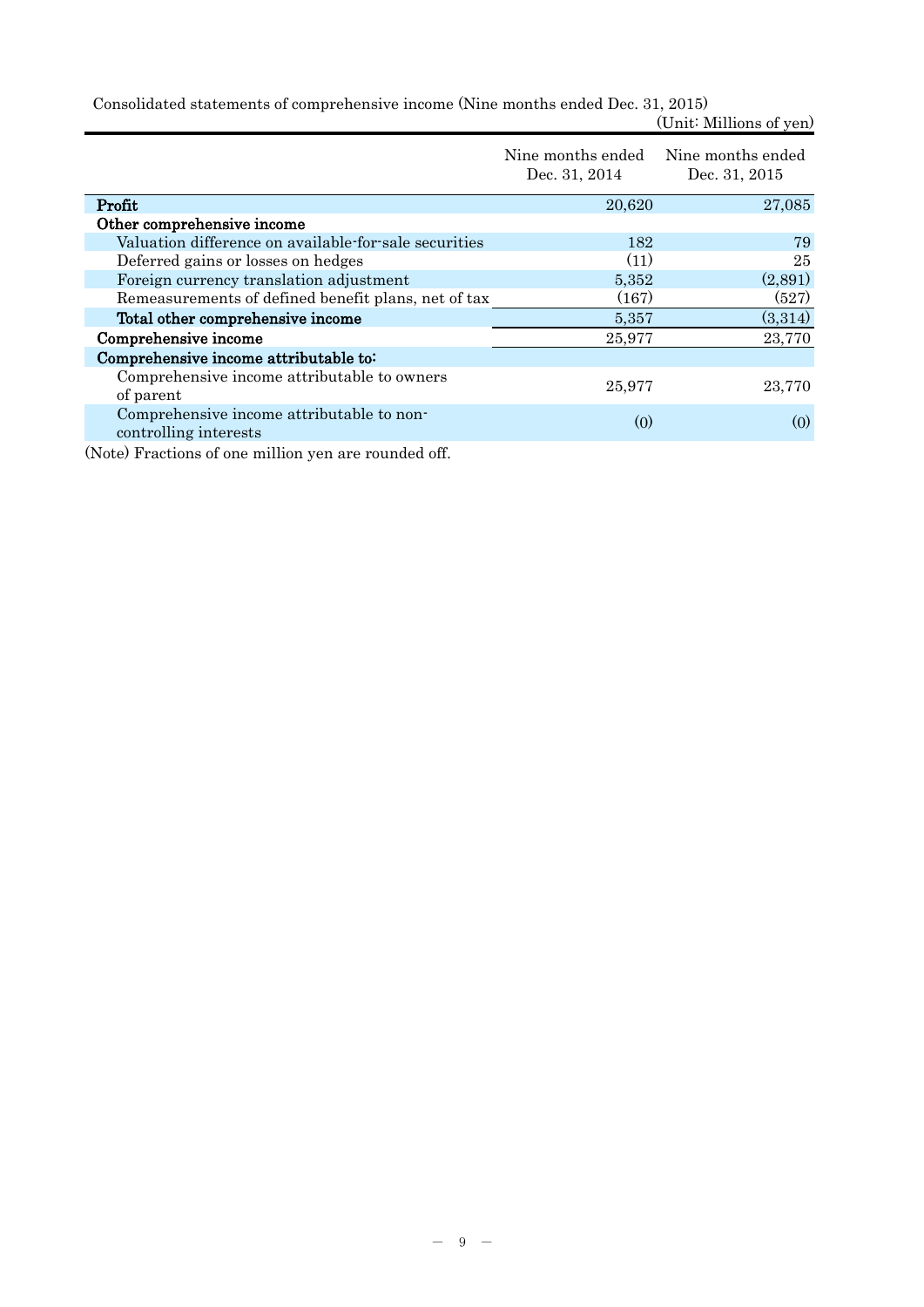Consolidated statements of comprehensive income (Nine months ended Dec. 31, 2015)

(Unit: Millions of yen)

| | Nine months ended Dec. 31, 2014 | Nine months ended Dec. 31, 2015 |
|---|---|---|
| **Profit** | 20,620 | 27,085 |
| **Other comprehensive income** | | |
| Valuation difference on available-for-sale securities | 182 | 79 |
| Deferred gains or losses on hedges | (11) | 25 |
| Foreign currency translation adjustment | 5,352 | (2,891) |
| Remeasurements of defined benefit plans, net of tax | (167) | (527) |
| **Total other comprehensive income** | 5,357 | (3,314) |
| **Comprehensive income** | 25,977 | 23,770 |
| **Comprehensive income attributable to:** | | |
| Comprehensive income attributable to owners of parent | 25,977 | 23,770 |
| Comprehensive income attributable to non-controlling interests | (0) | (0) |

(Note) Fractions of one million yen are rounded off.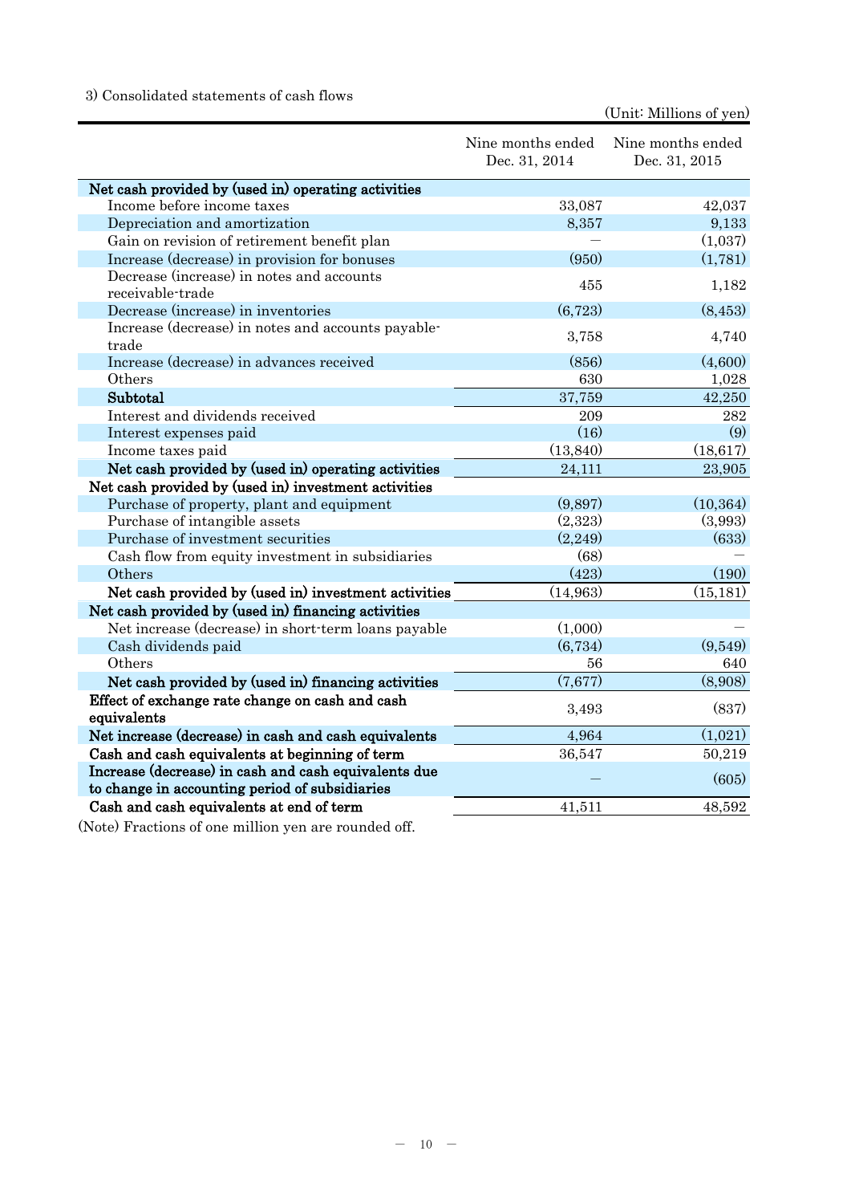3) Consolidated statements of cash flows

(Unit: Millions of yen)

| | Nine months ended Dec. 31, 2014 | Nine months ended Dec. 31, 2015 |
|---|---|---|
| **Net cash provided by (used in) operating activities** | | |
| Income before income taxes | 33,087 | 42,037 |
| Depreciation and amortization | 8,357 | 9,133 |
| Gain on revision of retirement benefit plan | — | (1,037) |
| Increase (decrease) in provision for bonuses | (950) | (1,781) |
| Decrease (increase) in notes and accounts receivable-trade | 455 | 1,182 |
| Decrease (increase) in inventories | (6,723) | (8,453) |
| Increase (decrease) in notes and accounts payable-trade | 3,758 | 4,740 |
| Increase (decrease) in advances received | (856) | (4,600) |
| Others | 630 | 1,028 |
| **Subtotal** | 37,759 | 42,250 |
| Interest and dividends received | 209 | 282 |
| Interest expenses paid | (16) | (9) |
| Income taxes paid | (13,840) | (18,617) |
| **Net cash provided by (used in) operating activities** | 24,111 | 23,905 |
| **Net cash provided by (used in) investment activities** | | |
| Purchase of property, plant and equipment | (9,897) | (10,364) |
| Purchase of intangible assets | (2,323) | (3,993) |
| Purchase of investment securities | (2,249) | (633) |
| Cash flow from equity investment in subsidiaries | (68) | — |
| Others | (423) | (190) |
| **Net cash provided by (used in) investment activities** | (14,963) | (15,181) |
| **Net cash provided by (used in) financing activities** | | |
| Net increase (decrease) in short-term loans payable | (1,000) | — |
| Cash dividends paid | (6,734) | (9,549) |
| Others | 56 | 640 |
| **Net cash provided by (used in) financing activities** | (7,677) | (8,908) |
| **Effect of exchange rate change on cash and cash equivalents** | 3,493 | (837) |
| **Net increase (decrease) in cash and cash equivalents** | 4,964 | (1,021) |
| **Cash and cash equivalents at beginning of term** | 36,547 | 50,219 |
| **Increase (decrease) in cash and cash equivalents due to change in accounting period of subsidiaries** | — | (605) |
| **Cash and cash equivalents at end of term** | 41,511 | 48,592 |

(Note) Fractions of one million yen are rounded off.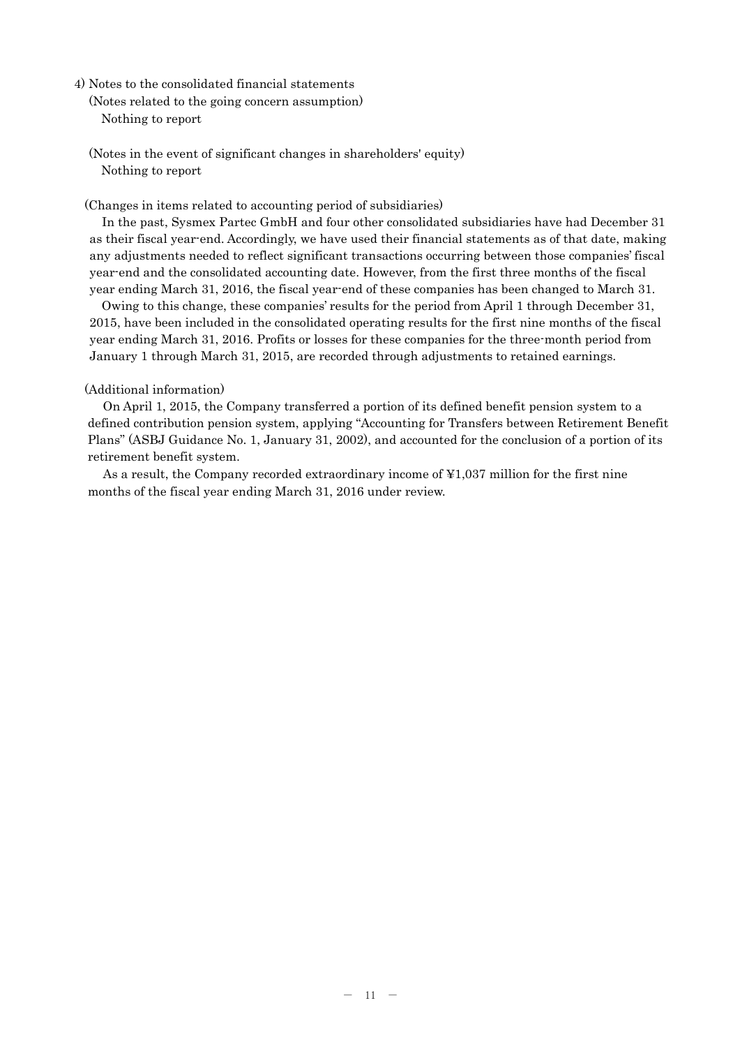4) Notes to the consolidated financial statements

(Notes related to the going concern assumption)

Nothing to report

(Notes in the event of significant changes in shareholders' equity)

Nothing to report

(Changes in items related to accounting period of subsidiaries)

In the past, Sysmex Partec GmbH and four other consolidated subsidiaries have had December 31 as their fiscal year-end. Accordingly, we have used their financial statements as of that date, making any adjustments needed to reflect significant transactions occurring between those companies' fiscal year-end and the consolidated accounting date. However, from the first three months of the fiscal year ending March 31, 2016, the fiscal year-end of these companies has been changed to March 31.

Owing to this change, these companies' results for the period from April 1 through December 31, 2015, have been included in the consolidated operating results for the first nine months of the fiscal year ending March 31, 2016. Profits or losses for these companies for the three-month period from January 1 through March 31, 2015, are recorded through adjustments to retained earnings.

(Additional information)

On April 1, 2015, the Company transferred a portion of its defined benefit pension system to a defined contribution pension system, applying "Accounting for Transfers between Retirement Benefit Plans" (ASBJ Guidance No. 1, January 31, 2002), and accounted for the conclusion of a portion of its retirement benefit system.

As a result, the Company recorded extraordinary income of ¥1,037 million for the first nine months of the fiscal year ending March 31, 2016 under review.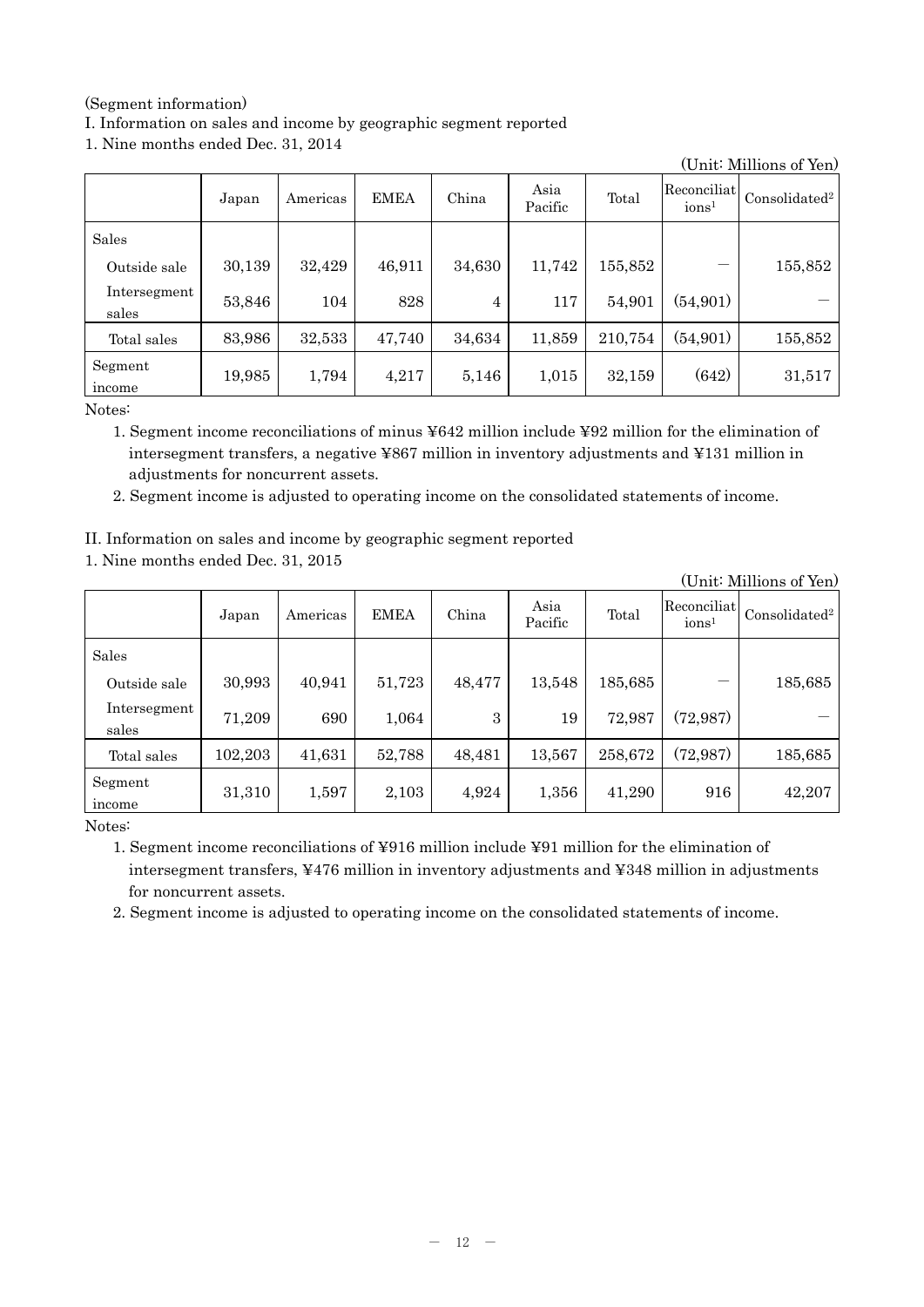(Segment information)

I. Information on sales and income by geographic segment reported

1. Nine months ended Dec. 31, 2014

(Unit: Millions of Yen)

| | Japan | Americas | EMEA | China | Asia Pacific | Total | Reconciliations[1] | Consolidated[2] |
|---|---|---|---|---|---|---|---|---|
| Sales | | | | | | | | |
| Outside sale | 30,139 | 32,429 | 46,911 | 34,630 | 11,742 | 155,852 | — | 155,852 |
| Intersegment sales | 53,846 | 104 | 828 | 4 | 117 | 54,901 | (54,901) | — |
| Total sales | 83,986 | 32,533 | 47,740 | 34,634 | 11,859 | 210,754 | (54,901) | 155,852 |
| Segment income | 19,985 | 1,794 | 4,217 | 5,146 | 1,015 | 32,159 | (642) | 31,517 |

Notes:

1. Segment income reconciliations of minus ¥642 million include ¥92 million for the elimination of intersegment transfers, a negative ¥867 million in inventory adjustments and ¥131 million in adjustments for noncurrent assets.
2. Segment income is adjusted to operating income on the consolidated statements of income.

II. Information on sales and income by geographic segment reported

1. Nine months ended Dec. 31, 2015

(Unit: Millions of Yen)

| | Japan | Americas | EMEA | China | Asia Pacific | Total | Reconciliations[1] | Consolidated[2] |
|---|---|---|---|---|---|---|---|---|
| Sales | | | | | | | | |
| Outside sale | 30,993 | 40,941 | 51,723 | 48,477 | 13,548 | 185,685 | — | 185,685 |
| Intersegment sales | 71,209 | 690 | 1,064 | 3 | 19 | 72,987 | (72,987) | — |
| Total sales | 102,203 | 41,631 | 52,788 | 48,481 | 13,567 | 258,672 | (72,987) | 185,685 |
| Segment income | 31,310 | 1,597 | 2,103 | 4,924 | 1,356 | 41,290 | 916 | 42,207 |

Notes:

1. Segment income reconciliations of ¥916 million include ¥91 million for the elimination of intersegment transfers, ¥476 million in inventory adjustments and ¥348 million in adjustments for noncurrent assets.
2. Segment income is adjusted to operating income on the consolidated statements of income.